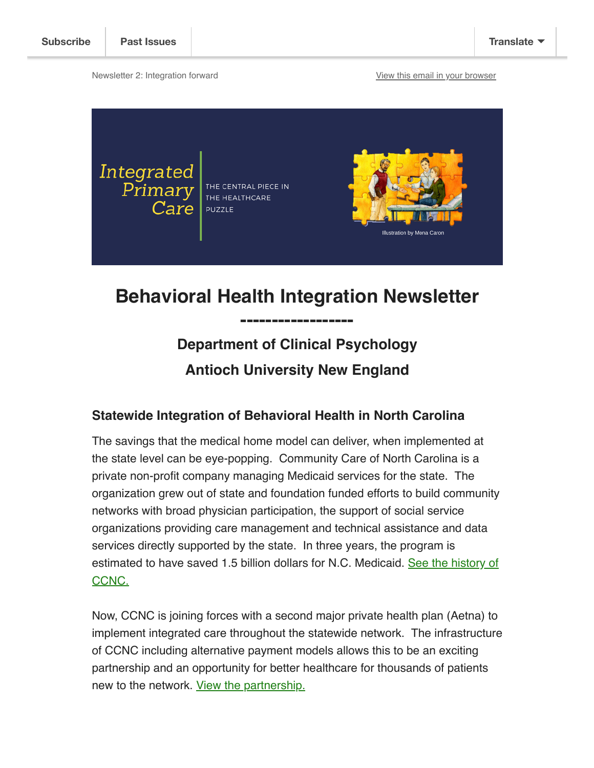Subscribe | Past Issues | Translate

Newsletter 2: Integration forward

View this email in your browser

Integrated Primary Care

THE CENTRAL PIECE IN THE HEALTHCARE PUZZLE

Illustration by Mona Caron

# Behavioral Health Integration Newsletter

------------------

## Department of Clinical Psychology

## Antioch University New England

### Statewide Integration of Behavioral Health in North Carolina

The savings that the medical home model can deliver, when implemented at the state level can be eye-popping. Community Care of North Carolina is a private non-profit company managing Medicaid services for the state. The organization grew out of state and foundation funded efforts to build community networks with broad physician participation, the support of social service organizations providing care management and technical assistance and data services directly supported by the state. In three years, the program is estimated to have saved 1.5 billion dollars for N.C. Medicaid. See the history of CCNC.

Now, CCNC is joining forces with a second major private health plan (Aetna) to implement integrated care throughout the statewide network. The infrastructure of CCNC including alternative payment models allows this to be an exciting partnership and an opportunity for better healthcare for thousands of patients new to the network. View the partnership.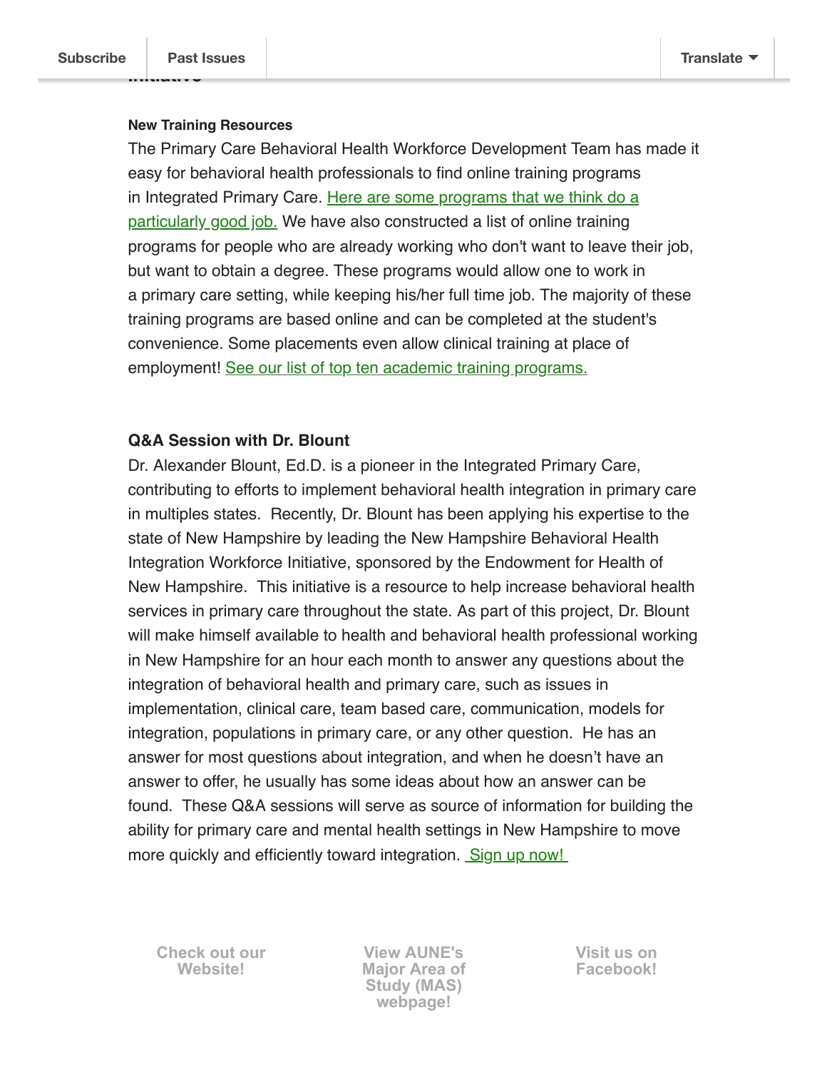### New Training Resources

The Primary Care Behavioral Health Workforce Development Team has made it easy for behavioral health professionals to find online training programs in Integrated Primary Care. Here are some programs that we think do a particularly good job. We have also constructed a list of online training programs for people who are already working who don't want to leave their job, but want to obtain a degree. These programs would allow one to work in a primary care setting, while keeping his/her full time job. The majority of these training programs are based online and can be completed at the student's convenience. Some placements even allow clinical training at place of employment! See our list of top ten academic training programs.

### Q&A Session with Dr. Blount

Dr. Alexander Blount, Ed.D. is a pioneer in the Integrated Primary Care, contributing to efforts to implement behavioral health integration in primary care in multiples states. Recently, Dr. Blount has been applying his expertise to the state of New Hampshire by leading the New Hampshire Behavioral Health Integration Workforce Initiative, sponsored by the Endowment for Health of New Hampshire. This initiative is a resource to help increase behavioral health services in primary care throughout the state. As part of this project, Dr. Blount will make himself available to health and behavioral health professional working in New Hampshire for an hour each month to answer any questions about the integration of behavioral health and primary care, such as issues in implementation, clinical care, team based care, communication, models for integration, populations in primary care, or any other question. He has an answer for most questions about integration, and when he doesn't have an answer to offer, he usually has some ideas about how an answer can be found. These Q&A sessions will serve as source of information for building the ability for primary care and mental health settings in New Hampshire to move more quickly and efficiently toward integration. Sign up now!

**Check out our Website!** | **View AUNE's Major Area of Study (MAS) webpage!** | **Visit us on Facebook!**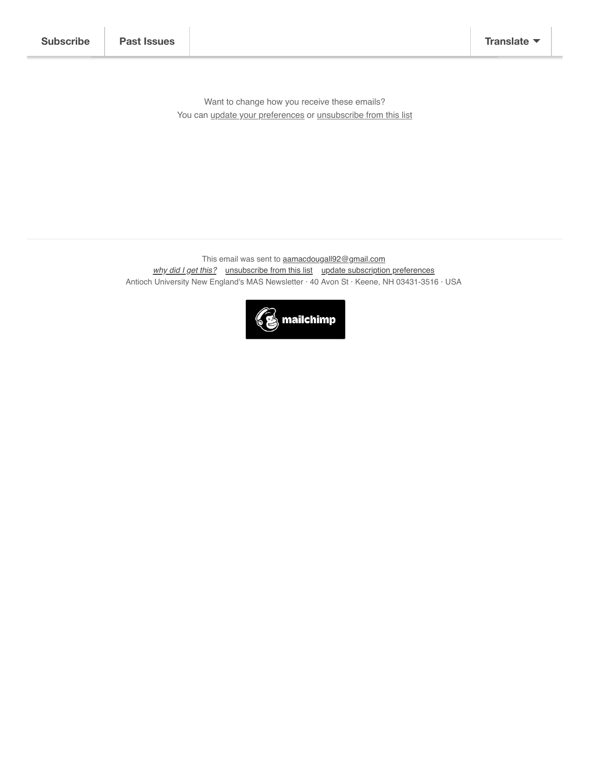Subscribe | Past Issues | Translate ▾

Want to change how you receive these emails?
You can update your preferences or unsubscribe from this list

This email was sent to aamacdougall92@gmail.com
*why did I get this?* unsubscribe from this list update subscription preferences
Antioch University New England's MAS Newsletter · 40 Avon St · Keene, NH 03431-3516 · USA

mailchimp